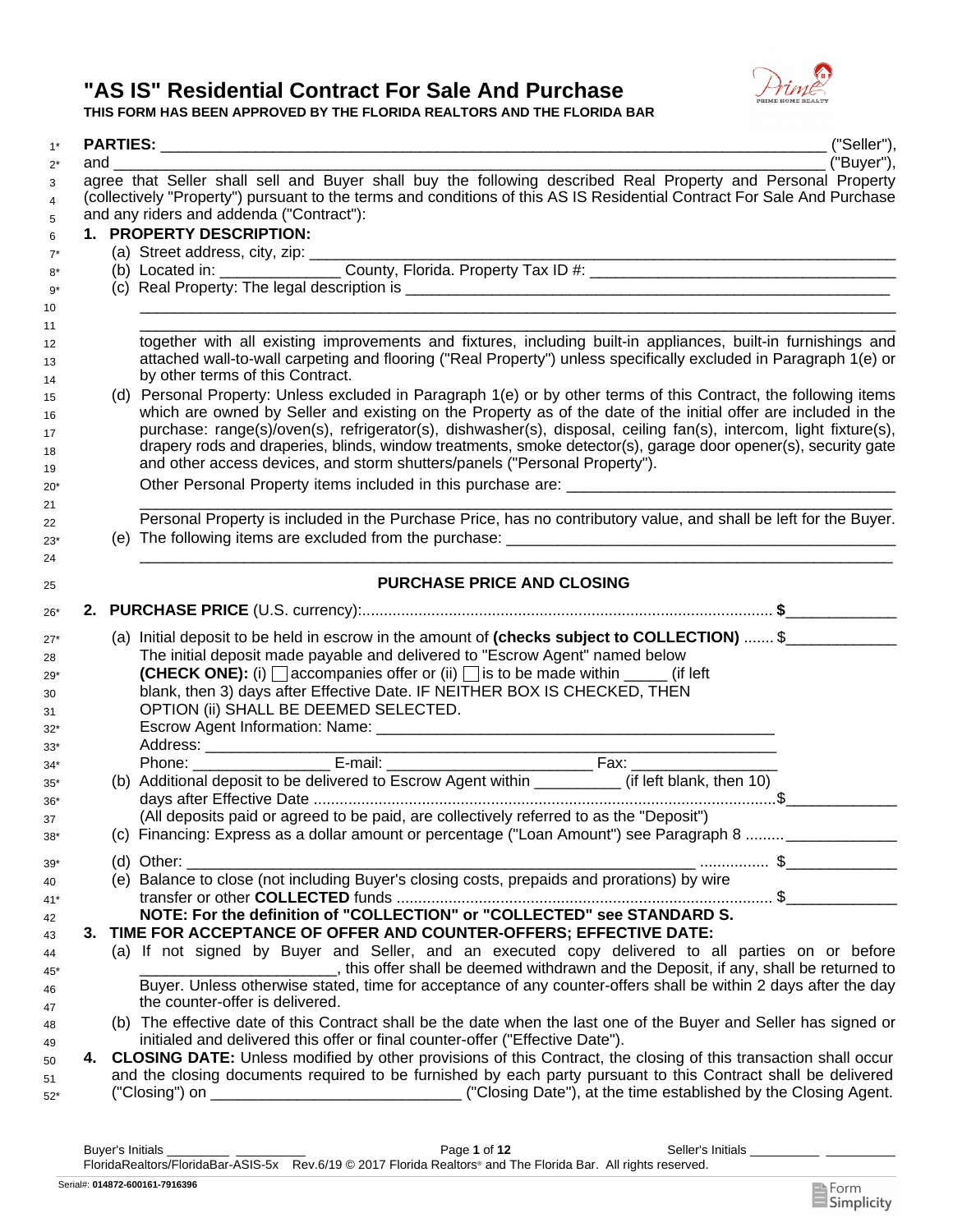# "AS IS" Residential Contract For Sale And Purchase

**THIS FORM HAS BEEN APPROVED BY THE FLORIDA REALTORS AND THE FLORIDA BAR**

1* **PARTIES:** ____________________________________________________________ ("Seller"),
2* and ____________________________________________________________ ("Buyer"),
3 agree that Seller shall sell and Buyer shall buy the following described Real Property and Personal Property
4 (collectively "Property") pursuant to the terms and conditions of this AS IS Residential Contract For Sale And Purchase
5 and any riders and addenda ("Contract"):

6 **1. PROPERTY DESCRIPTION:**

7* (a) Street address, city, zip: ____________________________________________________________

8* (b) Located in: ______________ County, Florida. Property Tax ID #: ____________________________________

9* (c) Real Property: The legal description is ____________________________________________________________
10 ______________________________________________________________________________
11 ______________________________________________________________________________
12 together with all existing improvements and fixtures, including built-in appliances, built-in furnishings and
13 attached wall-to-wall carpeting and flooring ("Real Property") unless specifically excluded in Paragraph 1(e) or
14 by other terms of this Contract.

15 (d) Personal Property: Unless excluded in Paragraph 1(e) or by other terms of this Contract, the following items
16 which are owned by Seller and existing on the Property as of the date of the initial offer are included in the
17 purchase: range(s)/oven(s), refrigerator(s), dishwasher(s), disposal, ceiling fan(s), intercom, light fixture(s),
18 drapery rods and draperies, blinds, window treatments, smoke detector(s), garage door opener(s), security gate
19 and other access devices, and storm shutters/panels ("Personal Property").
20* Other Personal Property items included in this purchase are: ____________________________________
21 ______________________________________________________________________________
22 Personal Property is included in the Purchase Price, has no contributory value, and shall be left for the Buyer.

23* (e) The following items are excluded from the purchase: ____________________________________________
24 ______________________________________________________________________________

25 **PURCHASE PRICE AND CLOSING**

26* **2. PURCHASE PRICE** (U.S. currency):............................................................................................ $____________

27* (a) Initial deposit to be held in escrow in the amount of **(checks subject to COLLECTION)** ....... $____________
28 The initial deposit made payable and delivered to "Escrow Agent" named below
29* **(CHECK ONE):** (i) ☐ accompanies offer or (ii) ☐ is to be made within _____ (if left
30 blank, then 3) days after Effective Date. IF NEITHER BOX IS CHECKED, THEN
31 OPTION (ii) SHALL BE DEEMED SELECTED.
32* Escrow Agent Information: Name: ______________________________________________
33* Address: ____________________________________________________________
34* Phone: ________________ E-mail: ________________________ Fax: ________________

35* (b) Additional deposit to be delivered to Escrow Agent within __________ (if left blank, then 10)
36* days after Effective Date ..........................................................................................$____________
37 (All deposits paid or agreed to be paid, are collectively referred to as the "Deposit")

38* (c) Financing: Express as a dollar amount or percentage ("Loan Amount") see Paragraph 8 .........____________

39* (d) Other: ____________________________________________________________ ................ $____________

40 (e) Balance to close (not including Buyer's closing costs, prepaids and prorations) by wire
41* transfer or other **COLLECTED** funds ....................................................................................... $____________
42 **NOTE: For the definition of "COLLECTION" or "COLLECTED" see STANDARD S.**

43 **3. TIME FOR ACCEPTANCE OF OFFER AND COUNTER-OFFERS; EFFECTIVE DATE:**

44 (a) If not signed by Buyer and Seller, and an executed copy delivered to all parties on or before
45* ________________________, this offer shall be deemed withdrawn and the Deposit, if any, shall be returned to
46 Buyer. Unless otherwise stated, time for acceptance of any counter-offers shall be within 2 days after the day
47 the counter-offer is delivered.

48 (b) The effective date of this Contract shall be the date when the last one of the Buyer and Seller has signed or
49 initialed and delivered this offer or final counter-offer ("Effective Date").

50 **4. CLOSING DATE:** Unless modified by other provisions of this Contract, the closing of this transaction shall occur
51 and the closing documents required to be furnished by each party pursuant to this Contract shall be delivered
52* ("Closing") on ____________________________ ("Closing Date"), at the time established by the Closing Agent.

Buyer's Initials _________ _________ Seller's Initials _________ _________
FloridaRealtors/FloridaBar-ASIS-5x Rev.6/19 © 2017 Florida Realtors® and The Florida Bar. All rights reserved.
Serial#: 014872-600161-7916396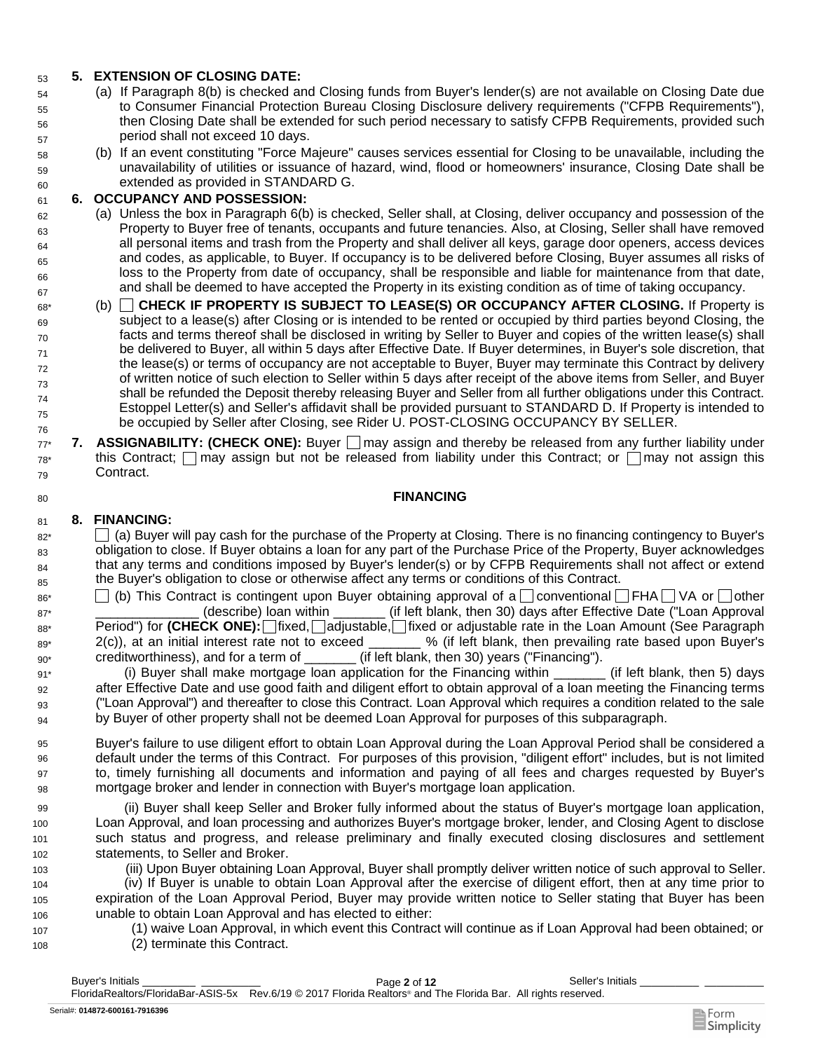**5. EXTENSION OF CLOSING DATE:**

(a) If Paragraph 8(b) is checked and Closing funds from Buyer's lender(s) are not available on Closing Date due to Consumer Financial Protection Bureau Closing Disclosure delivery requirements ("CFPB Requirements"), then Closing Date shall be extended for such period necessary to satisfy CFPB Requirements, provided such period shall not exceed 10 days.

(b) If an event constituting "Force Majeure" causes services essential for Closing to be unavailable, including the unavailability of utilities or issuance of hazard, wind, flood or homeowners' insurance, Closing Date shall be extended as provided in STANDARD G.

**6. OCCUPANCY AND POSSESSION:**

(a) Unless the box in Paragraph 6(b) is checked, Seller shall, at Closing, deliver occupancy and possession of the Property to Buyer free of tenants, occupants and future tenancies. Also, at Closing, Seller shall have removed all personal items and trash from the Property and shall deliver all keys, garage door openers, access devices and codes, as applicable, to Buyer. If occupancy is to be delivered before Closing, Buyer assumes all risks of loss to the Property from date of occupancy, shall be responsible and liable for maintenance from that date, and shall be deemed to have accepted the Property in its existing condition as of time of taking occupancy.

(b) ☐ **CHECK IF PROPERTY IS SUBJECT TO LEASE(S) OR OCCUPANCY AFTER CLOSING.** If Property is subject to a lease(s) after Closing or is intended to be rented or occupied by third parties beyond Closing, the facts and terms thereof shall be disclosed in writing by Seller to Buyer and copies of the written lease(s) shall be delivered to Buyer, all within 5 days after Effective Date. If Buyer determines, in Buyer's sole discretion, that the lease(s) or terms of occupancy are not acceptable to Buyer, Buyer may terminate this Contract by delivery of written notice of such election to Seller within 5 days after receipt of the above items from Seller, and Buyer shall be refunded the Deposit thereby releasing Buyer and Seller from all further obligations under this Contract. Estoppel Letter(s) and Seller's affidavit shall be provided pursuant to STANDARD D. If Property is intended to be occupied by Seller after Closing, see Rider U. POST-CLOSING OCCUPANCY BY SELLER.

**7. ASSIGNABILITY: (CHECK ONE):** Buyer ☐ may assign and thereby be released from any further liability under this Contract; ☐ may assign but not be released from liability under this Contract; or ☐ may not assign this Contract.

## FINANCING

**8. FINANCING:**

☐ (a) Buyer will pay cash for the purchase of the Property at Closing. There is no financing contingency to Buyer's obligation to close. If Buyer obtains a loan for any part of the Purchase Price of the Property, Buyer acknowledges that any terms and conditions imposed by Buyer's lender(s) or by CFPB Requirements shall not affect or extend the Buyer's obligation to close or otherwise affect any terms or conditions of this Contract.

☐ (b) This Contract is contingent upon Buyer obtaining approval of a ☐ conventional ☐ FHA ☐ VA or ☐ other ______________ (describe) loan within _______ (if left blank, then 30) days after Effective Date ("Loan Approval Period") for **(CHECK ONE):** ☐ fixed, ☐ adjustable, ☐ fixed or adjustable rate in the Loan Amount (See Paragraph 2(c)), at an initial interest rate not to exceed _______ % (if left blank, then prevailing rate based upon Buyer's creditworthiness), and for a term of _______ (if left blank, then 30) years ("Financing").

(i) Buyer shall make mortgage loan application for the Financing within _______ (if left blank, then 5) days after Effective Date and use good faith and diligent effort to obtain approval of a loan meeting the Financing terms ("Loan Approval") and thereafter to close this Contract. Loan Approval which requires a condition related to the sale by Buyer of other property shall not be deemed Loan Approval for purposes of this subparagraph.

Buyer's failure to use diligent effort to obtain Loan Approval during the Loan Approval Period shall be considered a default under the terms of this Contract. For purposes of this provision, "diligent effort" includes, but is not limited to, timely furnishing all documents and information and paying of all fees and charges requested by Buyer's mortgage broker and lender in connection with Buyer's mortgage loan application.

(ii) Buyer shall keep Seller and Broker fully informed about the status of Buyer's mortgage loan application, Loan Approval, and loan processing and authorizes Buyer's mortgage broker, lender, and Closing Agent to disclose such status and progress, and release preliminary and finally executed closing disclosures and settlement statements, to Seller and Broker.

(iii) Upon Buyer obtaining Loan Approval, Buyer shall promptly deliver written notice of such approval to Seller.

(iv) If Buyer is unable to obtain Loan Approval after the exercise of diligent effort, then at any time prior to expiration of the Loan Approval Period, Buyer may provide written notice to Seller stating that Buyer has been unable to obtain Loan Approval and has elected to either:

(1) waive Loan Approval, in which event this Contract will continue as if Loan Approval had been obtained; or

(2) terminate this Contract.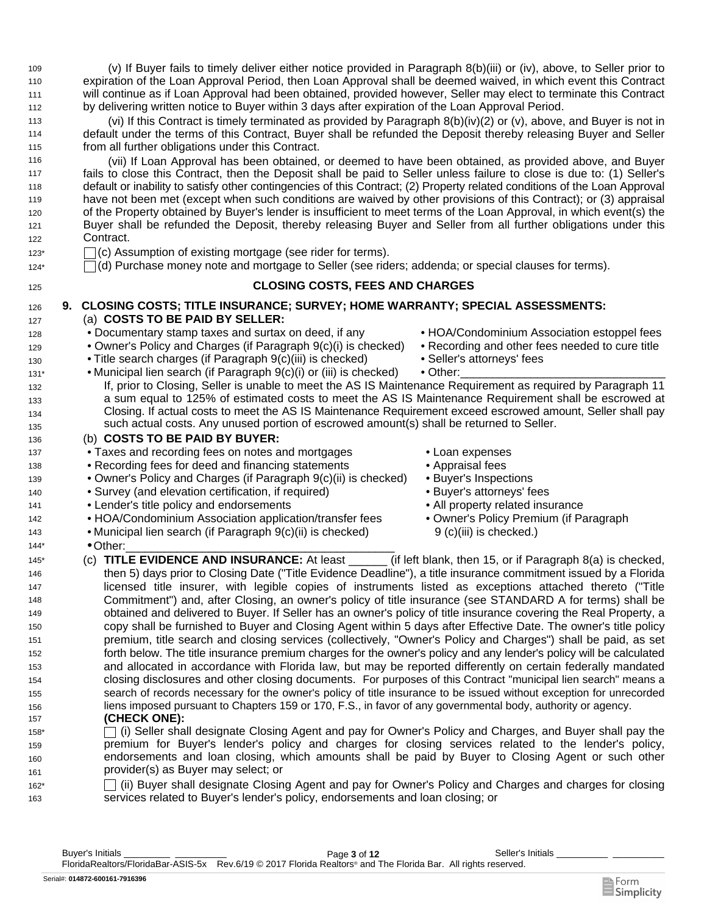(v) If Buyer fails to timely deliver either notice provided in Paragraph 8(b)(iii) or (iv), above, to Seller prior to expiration of the Loan Approval Period, then Loan Approval shall be deemed waived, in which event this Contract will continue as if Loan Approval had been obtained, provided however, Seller may elect to terminate this Contract by delivering written notice to Buyer within 3 days after expiration of the Loan Approval Period.

(vi) If this Contract is timely terminated as provided by Paragraph 8(b)(iv)(2) or (v), above, and Buyer is not in default under the terms of this Contract, Buyer shall be refunded the Deposit thereby releasing Buyer and Seller from all further obligations under this Contract.

(vii) If Loan Approval has been obtained, or deemed to have been obtained, as provided above, and Buyer fails to close this Contract, then the Deposit shall be paid to Seller unless failure to close is due to: (1) Seller's default or inability to satisfy other contingencies of this Contract; (2) Property related conditions of the Loan Approval have not been met (except when such conditions are waived by other provisions of this Contract); or (3) appraisal of the Property obtained by Buyer's lender is insufficient to meet terms of the Loan Approval, in which event(s) the Buyer shall be refunded the Deposit, thereby releasing Buyer and Seller from all further obligations under this Contract.

☐ (c) Assumption of existing mortgage (see rider for terms).

☐ (d) Purchase money note and mortgage to Seller (see riders; addenda; or special clauses for terms).

## CLOSING COSTS, FEES AND CHARGES

**9. CLOSING COSTS; TITLE INSURANCE; SURVEY; HOME WARRANTY; SPECIAL ASSESSMENTS:**

(a) **COSTS TO BE PAID BY SELLER:**

- Documentary stamp taxes and surtax on deed, if any
- Owner's Policy and Charges (if Paragraph 9(c)(i) is checked)
- Title search charges (if Paragraph 9(c)(iii) is checked)
- Municipal lien search (if Paragraph 9(c)(i) or (iii) is checked)
- HOA/Condominium Association estoppel fees
- Recording and other fees needed to cure title
- Seller's attorneys' fees
- Other:________________________________

If, prior to Closing, Seller is unable to meet the AS IS Maintenance Requirement as required by Paragraph 11 a sum equal to 125% of estimated costs to meet the AS IS Maintenance Requirement shall be escrowed at Closing. If actual costs to meet the AS IS Maintenance Requirement exceed escrowed amount, Seller shall pay such actual costs. Any unused portion of escrowed amount(s) shall be returned to Seller.

(b) **COSTS TO BE PAID BY BUYER:**

- Taxes and recording fees on notes and mortgages
- Recording fees for deed and financing statements
- Owner's Policy and Charges (if Paragraph 9(c)(ii) is checked)
- Survey (and elevation certification, if required)
- Lender's title policy and endorsements
- HOA/Condominium Association application/transfer fees
- Municipal lien search (if Paragraph 9(c)(ii) is checked)
- Loan expenses
- Appraisal fees
- Buyer's Inspections
- Buyer's attorneys' fees
- All property related insurance
- Owner's Policy Premium (if Paragraph 9 (c)(iii) is checked.)
- Other:________________________________________

(c) **TITLE EVIDENCE AND INSURANCE:** At least ______ (if left blank, then 15, or if Paragraph 8(a) is checked, then 5) days prior to Closing Date ("Title Evidence Deadline"), a title insurance commitment issued by a Florida licensed title insurer, with legible copies of instruments listed as exceptions attached thereto ("Title Commitment") and, after Closing, an owner's policy of title insurance (see STANDARD A for terms) shall be obtained and delivered to Buyer. If Seller has an owner's policy of title insurance covering the Real Property, a copy shall be furnished to Buyer and Closing Agent within 5 days after Effective Date. The owner's title policy premium, title search and closing services (collectively, "Owner's Policy and Charges") shall be paid, as set forth below. The title insurance premium charges for the owner's policy and any lender's policy will be calculated and allocated in accordance with Florida law, but may be reported differently on certain federally mandated closing disclosures and other closing documents. For purposes of this Contract "municipal lien search" means a search of records necessary for the owner's policy of title insurance to be issued without exception for unrecorded liens imposed pursuant to Chapters 159 or 170, F.S., in favor of any governmental body, authority or agency.

**(CHECK ONE):**

☐ (i) Seller shall designate Closing Agent and pay for Owner's Policy and Charges, and Buyer shall pay the premium for Buyer's lender's policy and charges for closing services related to the lender's policy, endorsements and loan closing, which amounts shall be paid by Buyer to Closing Agent or such other provider(s) as Buyer may select; or

☐ (ii) Buyer shall designate Closing Agent and pay for Owner's Policy and Charges and charges for closing services related to Buyer's lender's policy, endorsements and loan closing; or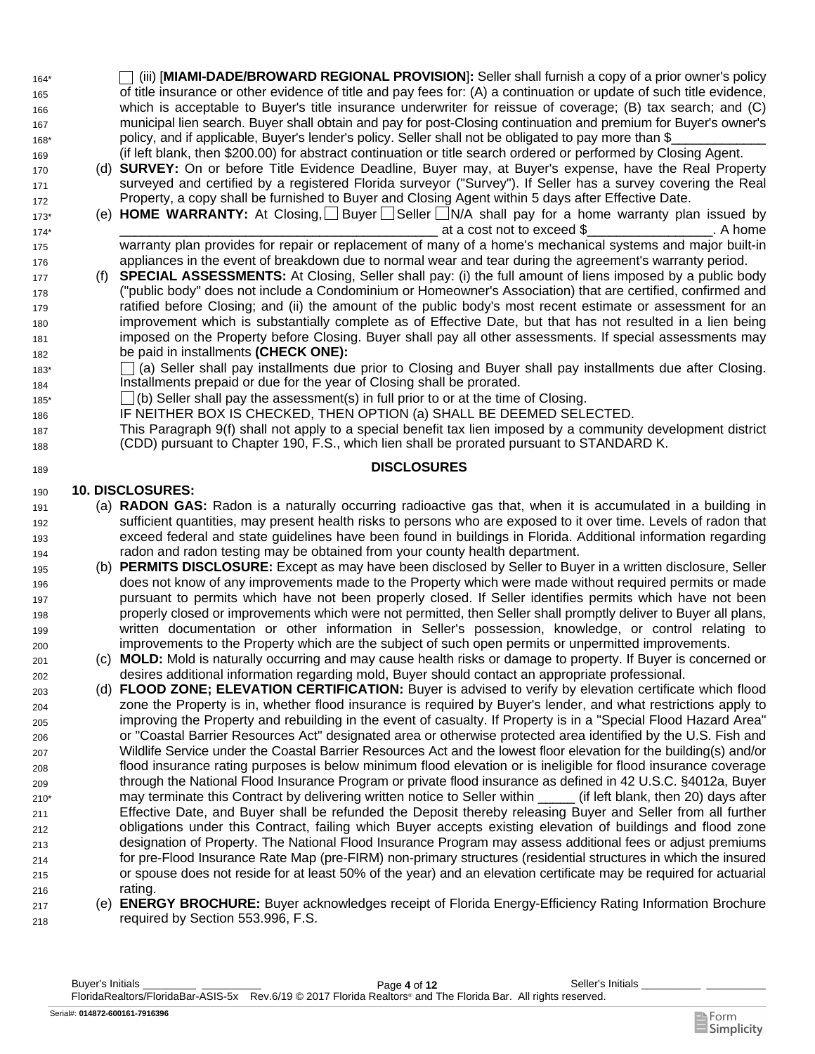☐ (iii) [**MIAMI-DADE/BROWARD REGIONAL PROVISION**]**:** Seller shall furnish a copy of a prior owner's policy of title insurance or other evidence of title and pay fees for: (A) a continuation or update of such title evidence, which is acceptable to Buyer's title insurance underwriter for reissue of coverage; (B) tax search; and (C) municipal lien search. Buyer shall obtain and pay for post-Closing continuation and premium for Buyer's owner's policy, and if applicable, Buyer's lender's policy. Seller shall not be obligated to pay more than $____________ (if left blank, then $200.00) for abstract continuation or title search ordered or performed by Closing Agent.

(d) **SURVEY:** On or before Title Evidence Deadline, Buyer may, at Buyer's expense, have the Real Property surveyed and certified by a registered Florida surveyor ("Survey"). If Seller has a survey covering the Real Property, a copy shall be furnished to Buyer and Closing Agent within 5 days after Effective Date.

(e) **HOME WARRANTY:** At Closing, ☐ Buyer ☐ Seller ☐ N/A shall pay for a home warranty plan issued by ____________________________________________ at a cost not to exceed $________________. A home warranty plan provides for repair or replacement of many of a home's mechanical systems and major built-in appliances in the event of breakdown due to normal wear and tear during the agreement's warranty period.

(f) **SPECIAL ASSESSMENTS:** At Closing, Seller shall pay: (i) the full amount of liens imposed by a public body ("public body" does not include a Condominium or Homeowner's Association) that are certified, confirmed and ratified before Closing; and (ii) the amount of the public body's most recent estimate or assessment for an improvement which is substantially complete as of Effective Date, but that has not resulted in a lien being imposed on the Property before Closing. Buyer shall pay all other assessments. If special assessments may be paid in installments **(CHECK ONE):**

☐ (a) Seller shall pay installments due prior to Closing and Buyer shall pay installments due after Closing. Installments prepaid or due for the year of Closing shall be prorated.

☐ (b) Seller shall pay the assessment(s) in full prior to or at the time of Closing.

IF NEITHER BOX IS CHECKED, THEN OPTION (a) SHALL BE DEEMED SELECTED.

This Paragraph 9(f) shall not apply to a special benefit tax lien imposed by a community development district (CDD) pursuant to Chapter 190, F.S., which lien shall be prorated pursuant to STANDARD K.

## DISCLOSURES

**10. DISCLOSURES:**

(a) **RADON GAS:** Radon is a naturally occurring radioactive gas that, when it is accumulated in a building in sufficient quantities, may present health risks to persons who are exposed to it over time. Levels of radon that exceed federal and state guidelines have been found in buildings in Florida. Additional information regarding radon and radon testing may be obtained from your county health department.

(b) **PERMITS DISCLOSURE:** Except as may have been disclosed by Seller to Buyer in a written disclosure, Seller does not know of any improvements made to the Property which were made without required permits or made pursuant to permits which have not been properly closed. If Seller identifies permits which have not been properly closed or improvements which were not permitted, then Seller shall promptly deliver to Buyer all plans, written documentation or other information in Seller's possession, knowledge, or control relating to improvements to the Property which are the subject of such open permits or unpermitted improvements.

(c) **MOLD:** Mold is naturally occurring and may cause health risks or damage to property. If Buyer is concerned or desires additional information regarding mold, Buyer should contact an appropriate professional.

(d) **FLOOD ZONE; ELEVATION CERTIFICATION:** Buyer is advised to verify by elevation certificate which flood zone the Property is in, whether flood insurance is required by Buyer's lender, and what restrictions apply to improving the Property and rebuilding in the event of casualty. If Property is in a "Special Flood Hazard Area" or "Coastal Barrier Resources Act" designated area or otherwise protected area identified by the U.S. Fish and Wildlife Service under the Coastal Barrier Resources Act and the lowest floor elevation for the building(s) and/or flood insurance rating purposes is below minimum flood elevation or is ineligible for flood insurance coverage through the National Flood Insurance Program or private flood insurance as defined in 42 U.S.C. §4012a, Buyer may terminate this Contract by delivering written notice to Seller within _____ (if left blank, then 20) days after Effective Date, and Buyer shall be refunded the Deposit thereby releasing Buyer and Seller from all further obligations under this Contract, failing which Buyer accepts existing elevation of buildings and flood zone designation of Property. The National Flood Insurance Program may assess additional fees or adjust premiums for pre-Flood Insurance Rate Map (pre-FIRM) non-primary structures (residential structures in which the insured or spouse does not reside for at least 50% of the year) and an elevation certificate may be required for actuarial rating.

(e) **ENERGY BROCHURE:** Buyer acknowledges receipt of Florida Energy-Efficiency Rating Information Brochure required by Section 553.996, F.S.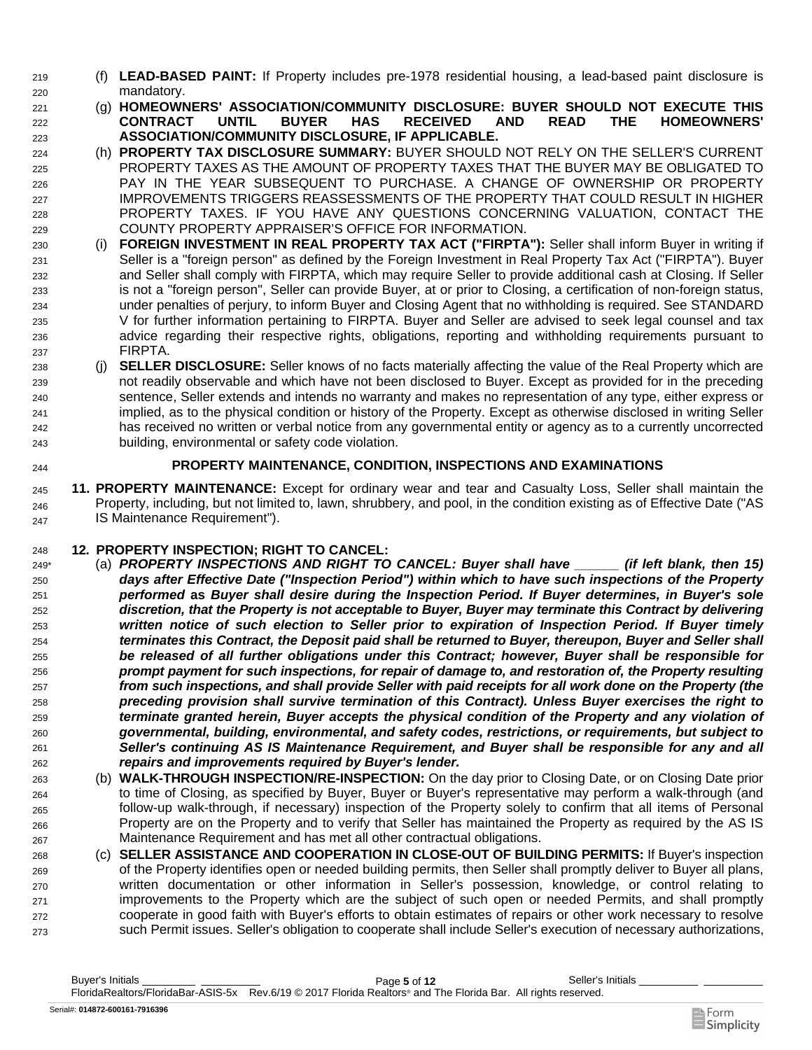(f) **LEAD-BASED PAINT:** If Property includes pre-1978 residential housing, a lead-based paint disclosure is mandatory.

(g) **HOMEOWNERS' ASSOCIATION/COMMUNITY DISCLOSURE: BUYER SHOULD NOT EXECUTE THIS CONTRACT UNTIL BUYER HAS RECEIVED AND READ THE HOMEOWNERS' ASSOCIATION/COMMUNITY DISCLOSURE, IF APPLICABLE.**

(h) **PROPERTY TAX DISCLOSURE SUMMARY:** BUYER SHOULD NOT RELY ON THE SELLER'S CURRENT PROPERTY TAXES AS THE AMOUNT OF PROPERTY TAXES THAT THE BUYER MAY BE OBLIGATED TO PAY IN THE YEAR SUBSEQUENT TO PURCHASE. A CHANGE OF OWNERSHIP OR PROPERTY IMPROVEMENTS TRIGGERS REASSESSMENTS OF THE PROPERTY THAT COULD RESULT IN HIGHER PROPERTY TAXES. IF YOU HAVE ANY QUESTIONS CONCERNING VALUATION, CONTACT THE COUNTY PROPERTY APPRAISER'S OFFICE FOR INFORMATION.

(i) **FOREIGN INVESTMENT IN REAL PROPERTY TAX ACT ("FIRPTA"):** Seller shall inform Buyer in writing if Seller is a "foreign person" as defined by the Foreign Investment in Real Property Tax Act ("FIRPTA"). Buyer and Seller shall comply with FIRPTA, which may require Seller to provide additional cash at Closing. If Seller is not a "foreign person", Seller can provide Buyer, at or prior to Closing, a certification of non-foreign status, under penalties of perjury, to inform Buyer and Closing Agent that no withholding is required. See STANDARD V for further information pertaining to FIRPTA. Buyer and Seller are advised to seek legal counsel and tax advice regarding their respective rights, obligations, reporting and withholding requirements pursuant to FIRPTA.

(j) **SELLER DISCLOSURE:** Seller knows of no facts materially affecting the value of the Real Property which are not readily observable and which have not been disclosed to Buyer. Except as provided for in the preceding sentence, Seller extends and intends no warranty and makes no representation of any type, either express or implied, as to the physical condition or history of the Property. Except as otherwise disclosed in writing Seller has received no written or verbal notice from any governmental entity or agency as to a currently uncorrected building, environmental or safety code violation.

## PROPERTY MAINTENANCE, CONDITION, INSPECTIONS AND EXAMINATIONS

**11. PROPERTY MAINTENANCE:** Except for ordinary wear and tear and Casualty Loss, Seller shall maintain the Property, including, but not limited to, lawn, shrubbery, and pool, in the condition existing as of Effective Date ("AS IS Maintenance Requirement").

**12. PROPERTY INSPECTION; RIGHT TO CANCEL:**

(a) ***PROPERTY INSPECTIONS AND RIGHT TO CANCEL: Buyer shall have ______ (if left blank, then 15) days after Effective Date ("Inspection Period") within which to have such inspections of the Property performed as Buyer shall desire during the Inspection Period. If Buyer determines, in Buyer's sole discretion, that the Property is not acceptable to Buyer, Buyer may terminate this Contract by delivering written notice of such election to Seller prior to expiration of Inspection Period. If Buyer timely terminates this Contract, the Deposit paid shall be returned to Buyer, thereupon, Buyer and Seller shall be released of all further obligations under this Contract; however, Buyer shall be responsible for prompt payment for such inspections, for repair of damage to, and restoration of, the Property resulting from such inspections, and shall provide Seller with paid receipts for all work done on the Property (the preceding provision shall survive termination of this Contract). Unless Buyer exercises the right to terminate granted herein, Buyer accepts the physical condition of the Property and any violation of governmental, building, environmental, and safety codes, restrictions, or requirements, but subject to Seller's continuing AS IS Maintenance Requirement, and Buyer shall be responsible for any and all repairs and improvements required by Buyer's lender.***

(b) **WALK-THROUGH INSPECTION/RE-INSPECTION:** On the day prior to Closing Date, or on Closing Date prior to time of Closing, as specified by Buyer, Buyer or Buyer's representative may perform a walk-through (and follow-up walk-through, if necessary) inspection of the Property solely to confirm that all items of Personal Property are on the Property and to verify that Seller has maintained the Property as required by the AS IS Maintenance Requirement and has met all other contractual obligations.

(c) **SELLER ASSISTANCE AND COOPERATION IN CLOSE-OUT OF BUILDING PERMITS:** If Buyer's inspection of the Property identifies open or needed building permits, then Seller shall promptly deliver to Buyer all plans, written documentation or other information in Seller's possession, knowledge, or control relating to improvements to the Property which are the subject of such open or needed Permits, and shall promptly cooperate in good faith with Buyer's efforts to obtain estimates of repairs or other work necessary to resolve such Permit issues. Seller's obligation to cooperate shall include Seller's execution of necessary authorizations,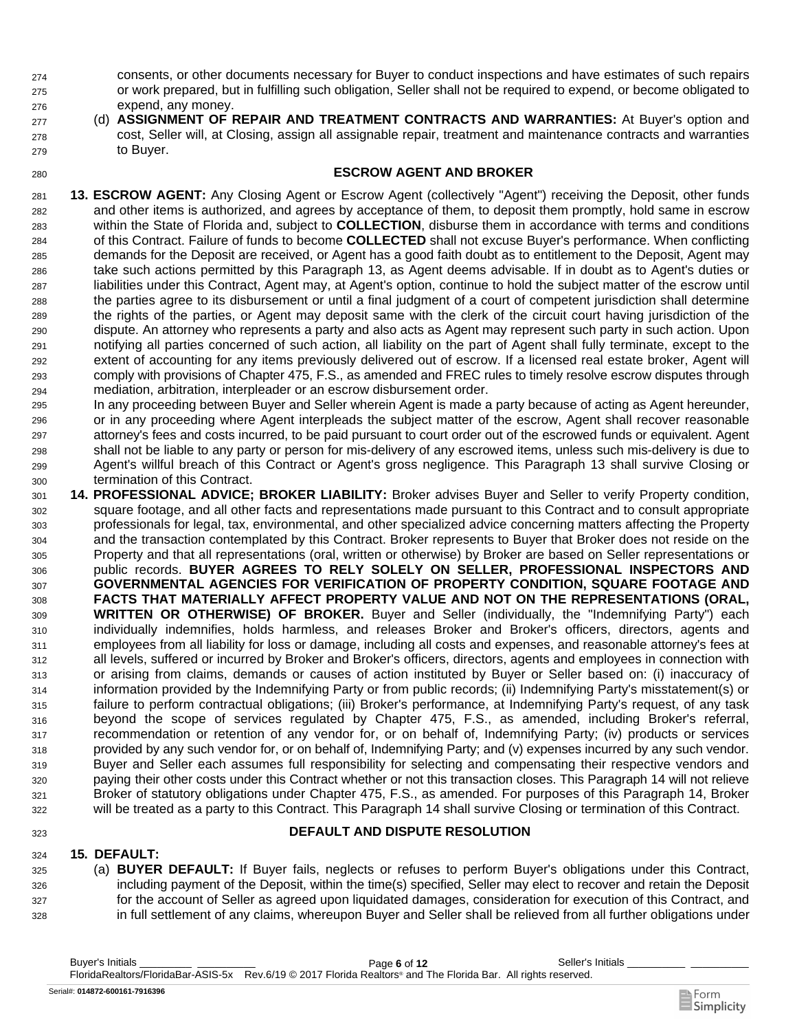consents, or other documents necessary for Buyer to conduct inspections and have estimates of such repairs or work prepared, but in fulfilling such obligation, Seller shall not be required to expend, or become obligated to expend, any money.

(d) **ASSIGNMENT OF REPAIR AND TREATMENT CONTRACTS AND WARRANTIES:** At Buyer's option and cost, Seller will, at Closing, assign all assignable repair, treatment and maintenance contracts and warranties to Buyer.

## ESCROW AGENT AND BROKER

**13. ESCROW AGENT:** Any Closing Agent or Escrow Agent (collectively "Agent") receiving the Deposit, other funds and other items is authorized, and agrees by acceptance of them, to deposit them promptly, hold same in escrow within the State of Florida and, subject to **COLLECTION**, disburse them in accordance with terms and conditions of this Contract. Failure of funds to become **COLLECTED** shall not excuse Buyer's performance. When conflicting demands for the Deposit are received, or Agent has a good faith doubt as to entitlement to the Deposit, Agent may take such actions permitted by this Paragraph 13, as Agent deems advisable. If in doubt as to Agent's duties or liabilities under this Contract, Agent may, at Agent's option, continue to hold the subject matter of the escrow until the parties agree to its disbursement or until a final judgment of a court of competent jurisdiction shall determine the rights of the parties, or Agent may deposit same with the clerk of the circuit court having jurisdiction of the dispute. An attorney who represents a party and also acts as Agent may represent such party in such action. Upon notifying all parties concerned of such action, all liability on the part of Agent shall fully terminate, except to the extent of accounting for any items previously delivered out of escrow. If a licensed real estate broker, Agent will comply with provisions of Chapter 475, F.S., as amended and FREC rules to timely resolve escrow disputes through mediation, arbitration, interpleader or an escrow disbursement order.

In any proceeding between Buyer and Seller wherein Agent is made a party because of acting as Agent hereunder, or in any proceeding where Agent interpleads the subject matter of the escrow, Agent shall recover reasonable attorney's fees and costs incurred, to be paid pursuant to court order out of the escrowed funds or equivalent. Agent shall not be liable to any party or person for mis-delivery of any escrowed items, unless such mis-delivery is due to Agent's willful breach of this Contract or Agent's gross negligence. This Paragraph 13 shall survive Closing or termination of this Contract.

**14. PROFESSIONAL ADVICE; BROKER LIABILITY:** Broker advises Buyer and Seller to verify Property condition, square footage, and all other facts and representations made pursuant to this Contract and to consult appropriate professionals for legal, tax, environmental, and other specialized advice concerning matters affecting the Property and the transaction contemplated by this Contract. Broker represents to Buyer that Broker does not reside on the Property and that all representations (oral, written or otherwise) by Broker are based on Seller representations or public records. **BUYER AGREES TO RELY SOLELY ON SELLER, PROFESSIONAL INSPECTORS AND GOVERNMENTAL AGENCIES FOR VERIFICATION OF PROPERTY CONDITION, SQUARE FOOTAGE AND FACTS THAT MATERIALLY AFFECT PROPERTY VALUE AND NOT ON THE REPRESENTATIONS (ORAL, WRITTEN OR OTHERWISE) OF BROKER.** Buyer and Seller (individually, the "Indemnifying Party") each individually indemnifies, holds harmless, and releases Broker and Broker's officers, directors, agents and employees from all liability for loss or damage, including all costs and expenses, and reasonable attorney's fees at all levels, suffered or incurred by Broker and Broker's officers, directors, agents and employees in connection with or arising from claims, demands or causes of action instituted by Buyer or Seller based on: (i) inaccuracy of information provided by the Indemnifying Party or from public records; (ii) Indemnifying Party's misstatement(s) or failure to perform contractual obligations; (iii) Broker's performance, at Indemnifying Party's request, of any task beyond the scope of services regulated by Chapter 475, F.S., as amended, including Broker's referral, recommendation or retention of any vendor for, or on behalf of, Indemnifying Party; (iv) products or services provided by any such vendor for, or on behalf of, Indemnifying Party; and (v) expenses incurred by any such vendor. Buyer and Seller each assumes full responsibility for selecting and compensating their respective vendors and paying their other costs under this Contract whether or not this transaction closes. This Paragraph 14 will not relieve Broker of statutory obligations under Chapter 475, F.S., as amended. For purposes of this Paragraph 14, Broker will be treated as a party to this Contract. This Paragraph 14 shall survive Closing or termination of this Contract.

## DEFAULT AND DISPUTE RESOLUTION

**15. DEFAULT:**

(a) **BUYER DEFAULT:** If Buyer fails, neglects or refuses to perform Buyer's obligations under this Contract, including payment of the Deposit, within the time(s) specified, Seller may elect to recover and retain the Deposit for the account of Seller as agreed upon liquidated damages, consideration for execution of this Contract, and in full settlement of any claims, whereupon Buyer and Seller shall be relieved from all further obligations under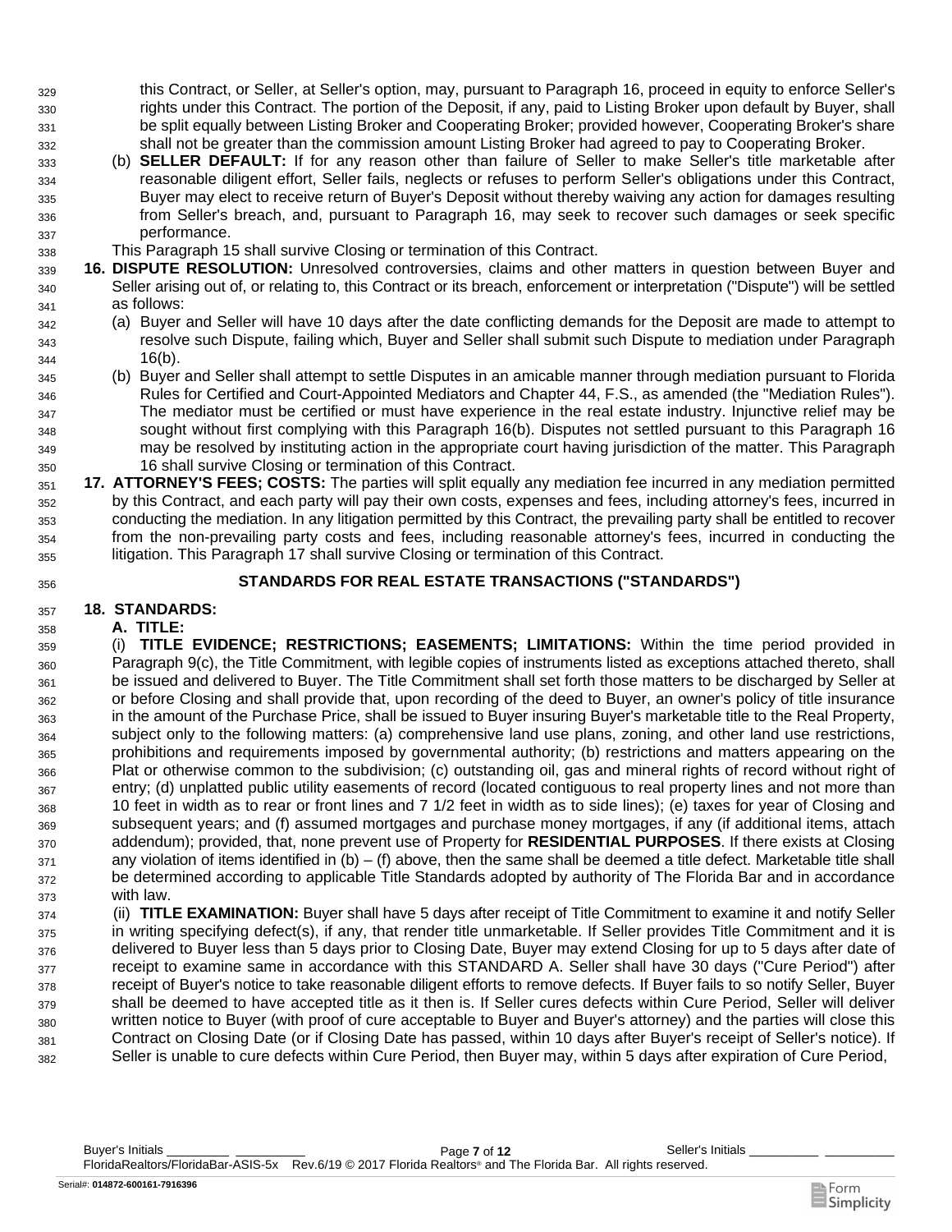this Contract, or Seller, at Seller's option, may, pursuant to Paragraph 16, proceed in equity to enforce Seller's rights under this Contract. The portion of the Deposit, if any, paid to Listing Broker upon default by Buyer, shall be split equally between Listing Broker and Cooperating Broker; provided however, Cooperating Broker's share shall not be greater than the commission amount Listing Broker had agreed to pay to Cooperating Broker.

(b) **SELLER DEFAULT:** If for any reason other than failure of Seller to make Seller's title marketable after reasonable diligent effort, Seller fails, neglects or refuses to perform Seller's obligations under this Contract, Buyer may elect to receive return of Buyer's Deposit without thereby waiving any action for damages resulting from Seller's breach, and, pursuant to Paragraph 16, may seek to recover such damages or seek specific performance.

This Paragraph 15 shall survive Closing or termination of this Contract.

**16. DISPUTE RESOLUTION:** Unresolved controversies, claims and other matters in question between Buyer and Seller arising out of, or relating to, this Contract or its breach, enforcement or interpretation ("Dispute") will be settled as follows:

(a) Buyer and Seller will have 10 days after the date conflicting demands for the Deposit are made to attempt to resolve such Dispute, failing which, Buyer and Seller shall submit such Dispute to mediation under Paragraph 16(b).

(b) Buyer and Seller shall attempt to settle Disputes in an amicable manner through mediation pursuant to Florida Rules for Certified and Court-Appointed Mediators and Chapter 44, F.S., as amended (the "Mediation Rules"). The mediator must be certified or must have experience in the real estate industry. Injunctive relief may be sought without first complying with this Paragraph 16(b). Disputes not settled pursuant to this Paragraph 16 may be resolved by instituting action in the appropriate court having jurisdiction of the matter. This Paragraph 16 shall survive Closing or termination of this Contract.

**17. ATTORNEY'S FEES; COSTS:** The parties will split equally any mediation fee incurred in any mediation permitted by this Contract, and each party will pay their own costs, expenses and fees, including attorney's fees, incurred in conducting the mediation. In any litigation permitted by this Contract, the prevailing party shall be entitled to recover from the non-prevailing party costs and fees, including reasonable attorney's fees, incurred in conducting the litigation. This Paragraph 17 shall survive Closing or termination of this Contract.

## STANDARDS FOR REAL ESTATE TRANSACTIONS ("STANDARDS")

**18. STANDARDS:**

**A. TITLE:**

(i) **TITLE EVIDENCE; RESTRICTIONS; EASEMENTS; LIMITATIONS:** Within the time period provided in Paragraph 9(c), the Title Commitment, with legible copies of instruments listed as exceptions attached thereto, shall be issued and delivered to Buyer. The Title Commitment shall set forth those matters to be discharged by Seller at or before Closing and shall provide that, upon recording of the deed to Buyer, an owner's policy of title insurance in the amount of the Purchase Price, shall be issued to Buyer insuring Buyer's marketable title to the Real Property, subject only to the following matters: (a) comprehensive land use plans, zoning, and other land use restrictions, prohibitions and requirements imposed by governmental authority; (b) restrictions and matters appearing on the Plat or otherwise common to the subdivision; (c) outstanding oil, gas and mineral rights of record without right of entry; (d) unplatted public utility easements of record (located contiguous to real property lines and not more than 10 feet in width as to rear or front lines and 7 1/2 feet in width as to side lines); (e) taxes for year of Closing and subsequent years; and (f) assumed mortgages and purchase money mortgages, if any (if additional items, attach addendum); provided, that, none prevent use of Property for **RESIDENTIAL PURPOSES**. If there exists at Closing any violation of items identified in (b) – (f) above, then the same shall be deemed a title defect. Marketable title shall be determined according to applicable Title Standards adopted by authority of The Florida Bar and in accordance with law.

(ii) **TITLE EXAMINATION:** Buyer shall have 5 days after receipt of Title Commitment to examine it and notify Seller in writing specifying defect(s), if any, that render title unmarketable. If Seller provides Title Commitment and it is delivered to Buyer less than 5 days prior to Closing Date, Buyer may extend Closing for up to 5 days after date of receipt to examine same in accordance with this STANDARD A. Seller shall have 30 days ("Cure Period") after receipt of Buyer's notice to take reasonable diligent efforts to remove defects. If Buyer fails to so notify Seller, Buyer shall be deemed to have accepted title as it then is. If Seller cures defects within Cure Period, Seller will deliver written notice to Buyer (with proof of cure acceptable to Buyer and Buyer's attorney) and the parties will close this Contract on Closing Date (or if Closing Date has passed, within 10 days after Buyer's receipt of Seller's notice). If Seller is unable to cure defects within Cure Period, then Buyer may, within 5 days after expiration of Cure Period,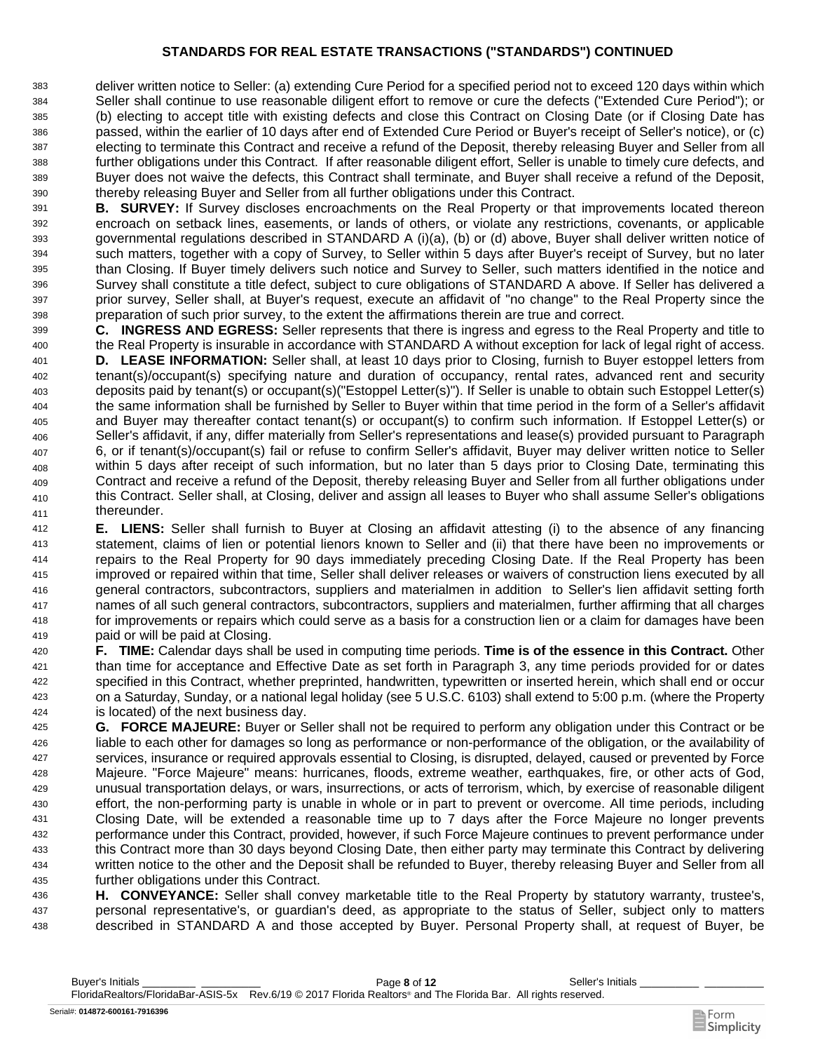## STANDARDS FOR REAL ESTATE TRANSACTIONS ("STANDARDS") CONTINUED

deliver written notice to Seller: (a) extending Cure Period for a specified period not to exceed 120 days within which Seller shall continue to use reasonable diligent effort to remove or cure the defects ("Extended Cure Period"); or (b) electing to accept title with existing defects and close this Contract on Closing Date (or if Closing Date has passed, within the earlier of 10 days after end of Extended Cure Period or Buyer's receipt of Seller's notice), or (c) electing to terminate this Contract and receive a refund of the Deposit, thereby releasing Buyer and Seller from all further obligations under this Contract. If after reasonable diligent effort, Seller is unable to timely cure defects, and Buyer does not waive the defects, this Contract shall terminate, and Buyer shall receive a refund of the Deposit, thereby releasing Buyer and Seller from all further obligations under this Contract.

**B. SURVEY:** If Survey discloses encroachments on the Real Property or that improvements located thereon encroach on setback lines, easements, or lands of others, or violate any restrictions, covenants, or applicable governmental regulations described in STANDARD A (i)(a), (b) or (d) above, Buyer shall deliver written notice of such matters, together with a copy of Survey, to Seller within 5 days after Buyer's receipt of Survey, but no later than Closing. If Buyer timely delivers such notice and Survey to Seller, such matters identified in the notice and Survey shall constitute a title defect, subject to cure obligations of STANDARD A above. If Seller has delivered a prior survey, Seller shall, at Buyer's request, execute an affidavit of "no change" to the Real Property since the preparation of such prior survey, to the extent the affirmations therein are true and correct.

**C. INGRESS AND EGRESS:** Seller represents that there is ingress and egress to the Real Property and title to the Real Property is insurable in accordance with STANDARD A without exception for lack of legal right of access.

**D. LEASE INFORMATION:** Seller shall, at least 10 days prior to Closing, furnish to Buyer estoppel letters from tenant(s)/occupant(s) specifying nature and duration of occupancy, rental rates, advanced rent and security deposits paid by tenant(s) or occupant(s)("Estoppel Letter(s)"). If Seller is unable to obtain such Estoppel Letter(s) the same information shall be furnished by Seller to Buyer within that time period in the form of a Seller's affidavit and Buyer may thereafter contact tenant(s) or occupant(s) to confirm such information. If Estoppel Letter(s) or Seller's affidavit, if any, differ materially from Seller's representations and lease(s) provided pursuant to Paragraph 6, or if tenant(s)/occupant(s) fail or refuse to confirm Seller's affidavit, Buyer may deliver written notice to Seller within 5 days after receipt of such information, but no later than 5 days prior to Closing Date, terminating this Contract and receive a refund of the Deposit, thereby releasing Buyer and Seller from all further obligations under this Contract. Seller shall, at Closing, deliver and assign all leases to Buyer who shall assume Seller's obligations thereunder.

**E. LIENS:** Seller shall furnish to Buyer at Closing an affidavit attesting (i) to the absence of any financing statement, claims of lien or potential lienors known to Seller and (ii) that there have been no improvements or repairs to the Real Property for 90 days immediately preceding Closing Date. If the Real Property has been improved or repaired within that time, Seller shall deliver releases or waivers of construction liens executed by all general contractors, subcontractors, suppliers and materialmen in addition to Seller's lien affidavit setting forth names of all such general contractors, subcontractors, suppliers and materialmen, further affirming that all charges for improvements or repairs which could serve as a basis for a construction lien or a claim for damages have been paid or will be paid at Closing.

**F. TIME:** Calendar days shall be used in computing time periods. **Time is of the essence in this Contract.** Other than time for acceptance and Effective Date as set forth in Paragraph 3, any time periods provided for or dates specified in this Contract, whether preprinted, handwritten, typewritten or inserted herein, which shall end or occur on a Saturday, Sunday, or a national legal holiday (see 5 U.S.C. 6103) shall extend to 5:00 p.m. (where the Property is located) of the next business day.

**G. FORCE MAJEURE:** Buyer or Seller shall not be required to perform any obligation under this Contract or be liable to each other for damages so long as performance or non-performance of the obligation, or the availability of services, insurance or required approvals essential to Closing, is disrupted, delayed, caused or prevented by Force Majeure. "Force Majeure" means: hurricanes, floods, extreme weather, earthquakes, fire, or other acts of God, unusual transportation delays, or wars, insurrections, or acts of terrorism, which, by exercise of reasonable diligent effort, the non-performing party is unable in whole or in part to prevent or overcome. All time periods, including Closing Date, will be extended a reasonable time up to 7 days after the Force Majeure no longer prevents performance under this Contract, provided, however, if such Force Majeure continues to prevent performance under this Contract more than 30 days beyond Closing Date, then either party may terminate this Contract by delivering written notice to the other and the Deposit shall be refunded to Buyer, thereby releasing Buyer and Seller from all further obligations under this Contract.

**H. CONVEYANCE:** Seller shall convey marketable title to the Real Property by statutory warranty, trustee's, personal representative's, or guardian's deed, as appropriate to the status of Seller, subject only to matters described in STANDARD A and those accepted by Buyer. Personal Property shall, at request of Buyer, be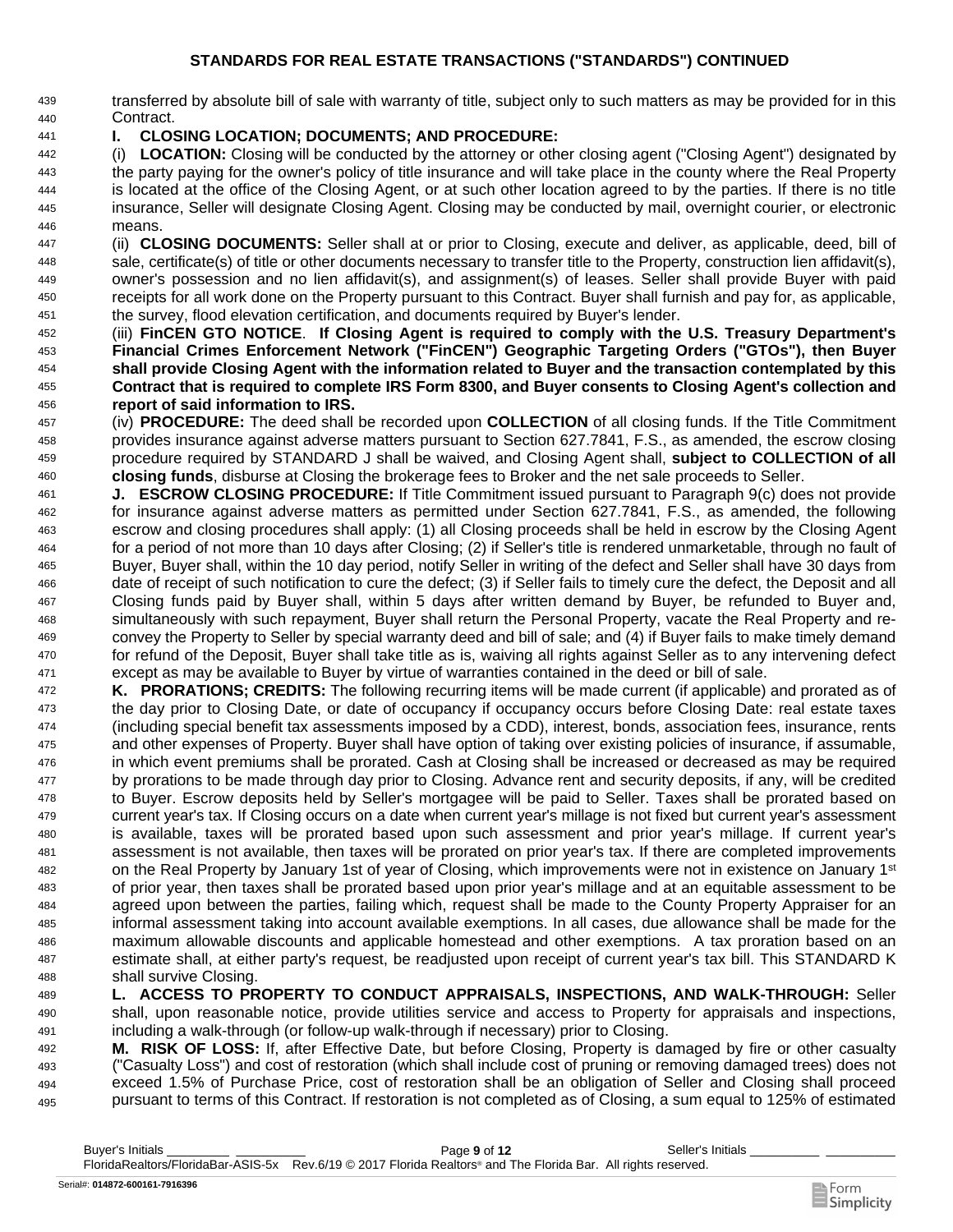transferred by absolute bill of sale with warranty of title, subject only to such matters as may be provided for in this Contract.

**I. CLOSING LOCATION; DOCUMENTS; AND PROCEDURE:**

(i) **LOCATION:** Closing will be conducted by the attorney or other closing agent ("Closing Agent") designated by the party paying for the owner's policy of title insurance and will take place in the county where the Real Property is located at the office of the Closing Agent, or at such other location agreed to by the parties. If there is no title insurance, Seller will designate Closing Agent. Closing may be conducted by mail, overnight courier, or electronic means.

(ii) **CLOSING DOCUMENTS:** Seller shall at or prior to Closing, execute and deliver, as applicable, deed, bill of sale, certificate(s) of title or other documents necessary to transfer title to the Property, construction lien affidavit(s), owner's possession and no lien affidavit(s), and assignment(s) of leases. Seller shall provide Buyer with paid receipts for all work done on the Property pursuant to this Contract. Buyer shall furnish and pay for, as applicable, the survey, flood elevation certification, and documents required by Buyer's lender.

(iii) **FinCEN GTO NOTICE**. **If Closing Agent is required to comply with the U.S. Treasury Department's Financial Crimes Enforcement Network ("FinCEN") Geographic Targeting Orders ("GTOs"), then Buyer shall provide Closing Agent with the information related to Buyer and the transaction contemplated by this Contract that is required to complete IRS Form 8300, and Buyer consents to Closing Agent's collection and report of said information to IRS.**

(iv) **PROCEDURE:** The deed shall be recorded upon **COLLECTION** of all closing funds. If the Title Commitment provides insurance against adverse matters pursuant to Section 627.7841, F.S., as amended, the escrow closing procedure required by STANDARD J shall be waived, and Closing Agent shall, **subject to COLLECTION of all closing funds**, disburse at Closing the brokerage fees to Broker and the net sale proceeds to Seller.

**J. ESCROW CLOSING PROCEDURE:** If Title Commitment issued pursuant to Paragraph 9(c) does not provide for insurance against adverse matters as permitted under Section 627.7841, F.S., as amended, the following escrow and closing procedures shall apply: (1) all Closing proceeds shall be held in escrow by the Closing Agent for a period of not more than 10 days after Closing; (2) if Seller's title is rendered unmarketable, through no fault of Buyer, Buyer shall, within the 10 day period, notify Seller in writing of the defect and Seller shall have 30 days from date of receipt of such notification to cure the defect; (3) if Seller fails to timely cure the defect, the Deposit and all Closing funds paid by Buyer shall, within 5 days after written demand by Buyer, be refunded to Buyer and, simultaneously with such repayment, Buyer shall return the Personal Property, vacate the Real Property and re-convey the Property to Seller by special warranty deed and bill of sale; and (4) if Buyer fails to make timely demand for refund of the Deposit, Buyer shall take title as is, waiving all rights against Seller as to any intervening defect except as may be available to Buyer by virtue of warranties contained in the deed or bill of sale.

**K. PRORATIONS; CREDITS:** The following recurring items will be made current (if applicable) and prorated as of the day prior to Closing Date, or date of occupancy if occupancy occurs before Closing Date: real estate taxes (including special benefit tax assessments imposed by a CDD), interest, bonds, association fees, insurance, rents and other expenses of Property. Buyer shall have option of taking over existing policies of insurance, if assumable, in which event premiums shall be prorated. Cash at Closing shall be increased or decreased as may be required by prorations to be made through day prior to Closing. Advance rent and security deposits, if any, will be credited to Buyer. Escrow deposits held by Seller's mortgagee will be paid to Seller. Taxes shall be prorated based on current year's tax. If Closing occurs on a date when current year's millage is not fixed but current year's assessment is available, taxes will be prorated based upon such assessment and prior year's millage. If current year's assessment is not available, then taxes will be prorated on prior year's tax. If there are completed improvements on the Real Property by January 1st of year of Closing, which improvements were not in existence on January 1st of prior year, then taxes shall be prorated based upon prior year's millage and at an equitable assessment to be agreed upon between the parties, failing which, request shall be made to the County Property Appraiser for an informal assessment taking into account available exemptions. In all cases, due allowance shall be made for the maximum allowable discounts and applicable homestead and other exemptions. A tax proration based on an estimate shall, at either party's request, be readjusted upon receipt of current year's tax bill. This STANDARD K shall survive Closing.

**L. ACCESS TO PROPERTY TO CONDUCT APPRAISALS, INSPECTIONS, AND WALK-THROUGH:** Seller shall, upon reasonable notice, provide utilities service and access to Property for appraisals and inspections, including a walk-through (or follow-up walk-through if necessary) prior to Closing.

**M. RISK OF LOSS:** If, after Effective Date, but before Closing, Property is damaged by fire or other casualty ("Casualty Loss") and cost of restoration (which shall include cost of pruning or removing damaged trees) does not exceed 1.5% of Purchase Price, cost of restoration shall be an obligation of Seller and Closing shall proceed pursuant to terms of this Contract. If restoration is not completed as of Closing, a sum equal to 125% of estimated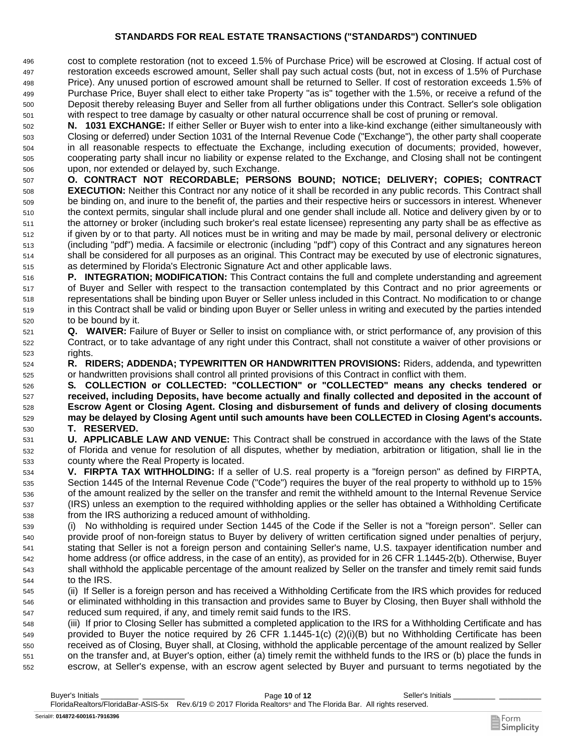## STANDARDS FOR REAL ESTATE TRANSACTIONS ("STANDARDS") CONTINUED

cost to complete restoration (not to exceed 1.5% of Purchase Price) will be escrowed at Closing. If actual cost of restoration exceeds escrowed amount, Seller shall pay such actual costs (but, not in excess of 1.5% of Purchase Price). Any unused portion of escrowed amount shall be returned to Seller. If cost of restoration exceeds 1.5% of Purchase Price, Buyer shall elect to either take Property "as is" together with the 1.5%, or receive a refund of the Deposit thereby releasing Buyer and Seller from all further obligations under this Contract. Seller's sole obligation with respect to tree damage by casualty or other natural occurrence shall be cost of pruning or removal.

**N. 1031 EXCHANGE:** If either Seller or Buyer wish to enter into a like-kind exchange (either simultaneously with Closing or deferred) under Section 1031 of the Internal Revenue Code ("Exchange"), the other party shall cooperate in all reasonable respects to effectuate the Exchange, including execution of documents; provided, however, cooperating party shall incur no liability or expense related to the Exchange, and Closing shall not be contingent upon, nor extended or delayed by, such Exchange.

**O. CONTRACT NOT RECORDABLE; PERSONS BOUND; NOTICE; DELIVERY; COPIES; CONTRACT EXECUTION:** Neither this Contract nor any notice of it shall be recorded in any public records. This Contract shall be binding on, and inure to the benefit of, the parties and their respective heirs or successors in interest. Whenever the context permits, singular shall include plural and one gender shall include all. Notice and delivery given by or to the attorney or broker (including such broker's real estate licensee) representing any party shall be as effective as if given by or to that party. All notices must be in writing and may be made by mail, personal delivery or electronic (including "pdf") media. A facsimile or electronic (including "pdf") copy of this Contract and any signatures hereon shall be considered for all purposes as an original. This Contract may be executed by use of electronic signatures, as determined by Florida's Electronic Signature Act and other applicable laws.

**P. INTEGRATION; MODIFICATION:** This Contract contains the full and complete understanding and agreement of Buyer and Seller with respect to the transaction contemplated by this Contract and no prior agreements or representations shall be binding upon Buyer or Seller unless included in this Contract. No modification to or change in this Contract shall be valid or binding upon Buyer or Seller unless in writing and executed by the parties intended to be bound by it.

**Q. WAIVER:** Failure of Buyer or Seller to insist on compliance with, or strict performance of, any provision of this Contract, or to take advantage of any right under this Contract, shall not constitute a waiver of other provisions or rights.

**R. RIDERS; ADDENDA; TYPEWRITTEN OR HANDWRITTEN PROVISIONS:** Riders, addenda, and typewritten or handwritten provisions shall control all printed provisions of this Contract in conflict with them.

**S. COLLECTION or COLLECTED: "COLLECTION" or "COLLECTED" means any checks tendered or received, including Deposits, have become actually and finally collected and deposited in the account of Escrow Agent or Closing Agent. Closing and disbursement of funds and delivery of closing documents may be delayed by Closing Agent until such amounts have been COLLECTED in Closing Agent's accounts.**

**T. RESERVED.**

**U. APPLICABLE LAW AND VENUE:** This Contract shall be construed in accordance with the laws of the State of Florida and venue for resolution of all disputes, whether by mediation, arbitration or litigation, shall lie in the county where the Real Property is located.

**V. FIRPTA TAX WITHHOLDING:** If a seller of U.S. real property is a "foreign person" as defined by FIRPTA, Section 1445 of the Internal Revenue Code ("Code") requires the buyer of the real property to withhold up to 15% of the amount realized by the seller on the transfer and remit the withheld amount to the Internal Revenue Service (IRS) unless an exemption to the required withholding applies or the seller has obtained a Withholding Certificate from the IRS authorizing a reduced amount of withholding.

(i) No withholding is required under Section 1445 of the Code if the Seller is not a "foreign person". Seller can provide proof of non-foreign status to Buyer by delivery of written certification signed under penalties of perjury, stating that Seller is not a foreign person and containing Seller's name, U.S. taxpayer identification number and home address (or office address, in the case of an entity), as provided for in 26 CFR 1.1445-2(b). Otherwise, Buyer shall withhold the applicable percentage of the amount realized by Seller on the transfer and timely remit said funds to the IRS.

(ii) If Seller is a foreign person and has received a Withholding Certificate from the IRS which provides for reduced or eliminated withholding in this transaction and provides same to Buyer by Closing, then Buyer shall withhold the reduced sum required, if any, and timely remit said funds to the IRS.

(iii) If prior to Closing Seller has submitted a completed application to the IRS for a Withholding Certificate and has provided to Buyer the notice required by 26 CFR 1.1445-1(c) (2)(i)(B) but no Withholding Certificate has been received as of Closing, Buyer shall, at Closing, withhold the applicable percentage of the amount realized by Seller on the transfer and, at Buyer's option, either (a) timely remit the withheld funds to the IRS or (b) place the funds in escrow, at Seller's expense, with an escrow agent selected by Buyer and pursuant to terms negotiated by the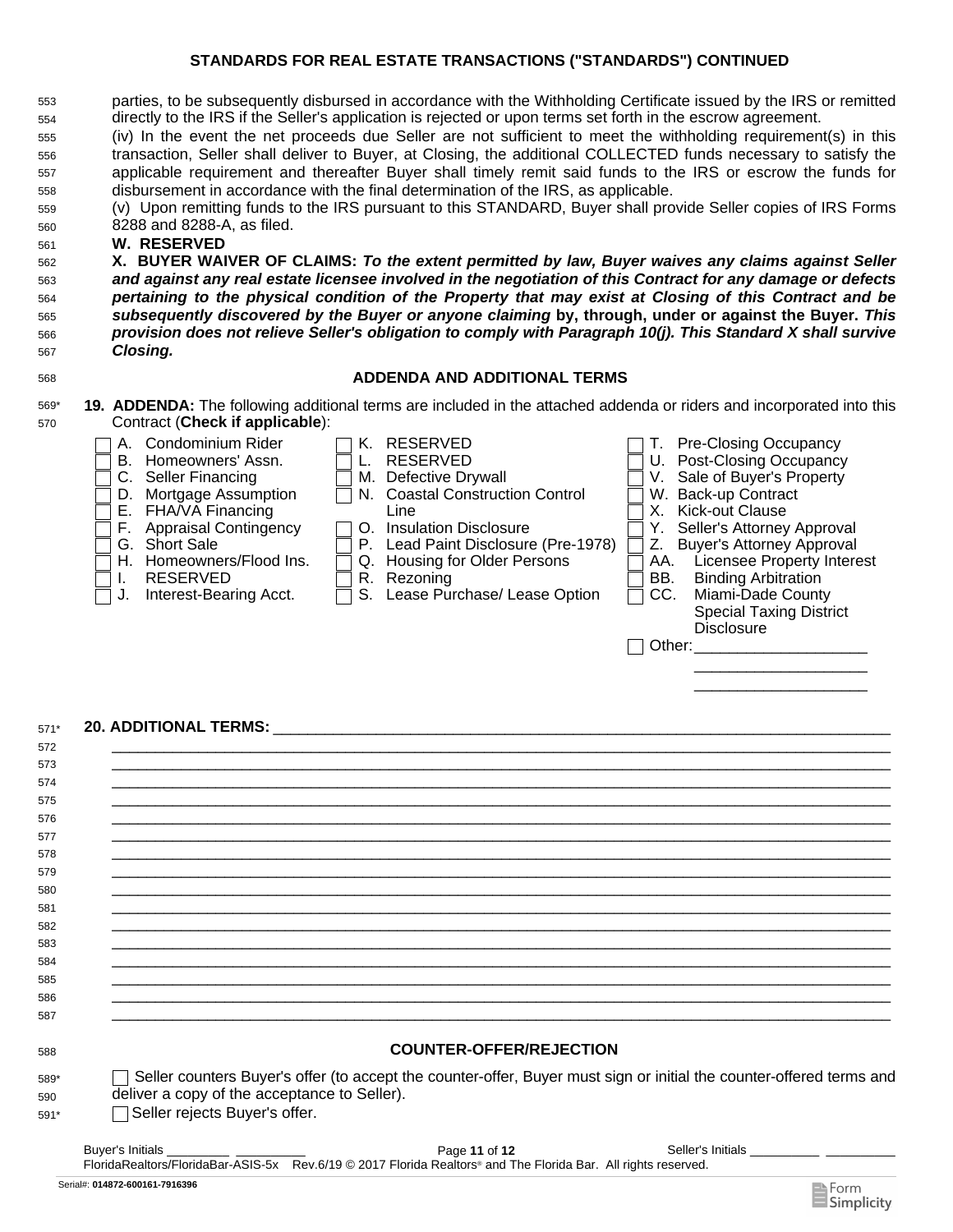## STANDARDS FOR REAL ESTATE TRANSACTIONS ("STANDARDS") CONTINUED

parties, to be subsequently disbursed in accordance with the Withholding Certificate issued by the IRS or remitted directly to the IRS if the Seller's application is rejected or upon terms set forth in the escrow agreement.

(iv) In the event the net proceeds due Seller are not sufficient to meet the withholding requirement(s) in this transaction, Seller shall deliver to Buyer, at Closing, the additional COLLECTED funds necessary to satisfy the applicable requirement and thereafter Buyer shall timely remit said funds to the IRS or escrow the funds for disbursement in accordance with the final determination of the IRS, as applicable.

(v) Upon remitting funds to the IRS pursuant to this STANDARD, Buyer shall provide Seller copies of IRS Forms 8288 and 8288-A, as filed.

**W. RESERVED**

**X. BUYER WAIVER OF CLAIMS:** ***To the extent permitted by law, Buyer waives any claims against Seller and against any real estate licensee involved in the negotiation of this Contract for any damage or defects pertaining to the physical condition of the Property that may exist at Closing of this Contract and be subsequently discovered by the Buyer or anyone claiming* by, through, under or against the Buyer. *This provision does not relieve Seller's obligation to comply with Paragraph 10(j). This Standard X shall survive Closing.***

## ADDENDA AND ADDITIONAL TERMS

**19. ADDENDA:** The following additional terms are included in the attached addenda or riders and incorporated into this Contract (**Check if applicable**):

- ☐ A. Condominium Rider
- ☐ B. Homeowners' Assn.
- ☐ C. Seller Financing
- ☐ D. Mortgage Assumption
- ☐ E. FHA/VA Financing
- ☐ F. Appraisal Contingency
- ☐ G. Short Sale
- ☐ H. Homeowners/Flood Ins.
- ☐ I. RESERVED
- ☐ J. Interest-Bearing Acct.
- ☐ K. RESERVED
- ☐ L. RESERVED
- ☐ M. Defective Drywall
- ☐ N. Coastal Construction Control Line
- ☐ O. Insulation Disclosure
- ☐ P. Lead Paint Disclosure (Pre-1978)
- ☐ Q. Housing for Older Persons
- ☐ R. Rezoning
- ☐ S. Lease Purchase/ Lease Option
- ☐ T. Pre-Closing Occupancy
- ☐ U. Post-Closing Occupancy
- ☐ V. Sale of Buyer's Property
- ☐ W. Back-up Contract
- ☐ X. Kick-out Clause
- ☐ Y. Seller's Attorney Approval
- ☐ Z. Buyer's Attorney Approval
- ☐ AA. Licensee Property Interest
- ☐ BB. Binding Arbitration
- ☐ CC. Miami-Dade County Special Taxing District Disclosure
- ☐ Other: ____________________

**20. ADDITIONAL TERMS:** ____________________________________________________________

## COUNTER-OFFER/REJECTION

☐ Seller counters Buyer's offer (to accept the counter-offer, Buyer must sign or initial the counter-offered terms and deliver a copy of the acceptance to Seller).

☐ Seller rejects Buyer's offer.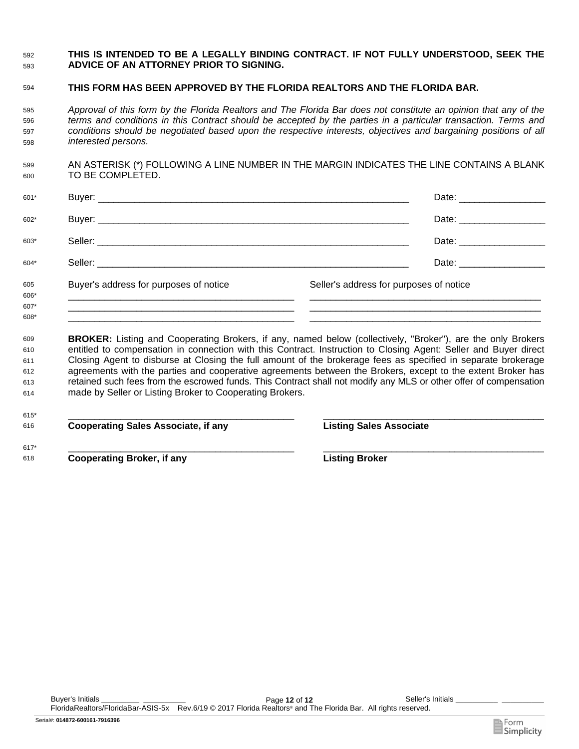**THIS IS INTENDED TO BE A LEGALLY BINDING CONTRACT. IF NOT FULLY UNDERSTOOD, SEEK THE ADVICE OF AN ATTORNEY PRIOR TO SIGNING.**

**THIS FORM HAS BEEN APPROVED BY THE FLORIDA REALTORS AND THE FLORIDA BAR.**

*Approval of this form by the Florida Realtors and The Florida Bar does not constitute an opinion that any of the terms and conditions in this Contract should be accepted by the parties in a particular transaction. Terms and conditions should be negotiated based upon the respective interests, objectives and bargaining positions of all interested persons.*

AN ASTERISK (*) FOLLOWING A LINE NUMBER IN THE MARGIN INDICATES THE LINE CONTAINS A BLANK TO BE COMPLETED.

Buyer: ______________________________________________ Date: ______________

Buyer: ______________________________________________ Date: ______________

Seller: ______________________________________________ Date: ______________

Seller: ______________________________________________ Date: ______________

| Buyer's address for purposes of notice | Seller's address for purposes of notice |
|---|---|
| ______________________________ | ______________________________ |
| ______________________________ | ______________________________ |
| ______________________________ | ______________________________ |

**BROKER:** Listing and Cooperating Brokers, if any, named below (collectively, "Broker"), are the only Brokers entitled to compensation in connection with this Contract. Instruction to Closing Agent: Seller and Buyer direct Closing Agent to disburse at Closing the full amount of the brokerage fees as specified in separate brokerage agreements with the parties and cooperative agreements between the Brokers, except to the extent Broker has retained such fees from the escrowed funds. This Contract shall not modify any MLS or other offer of compensation made by Seller or Listing Broker to Cooperating Brokers.

| | |
|---|---|
| ______________________________ | ______________________________ |
| **Cooperating Sales Associate, if any** | **Listing Sales Associate** |
| ______________________________ | ______________________________ |
| **Cooperating Broker, if any** | **Listing Broker** |